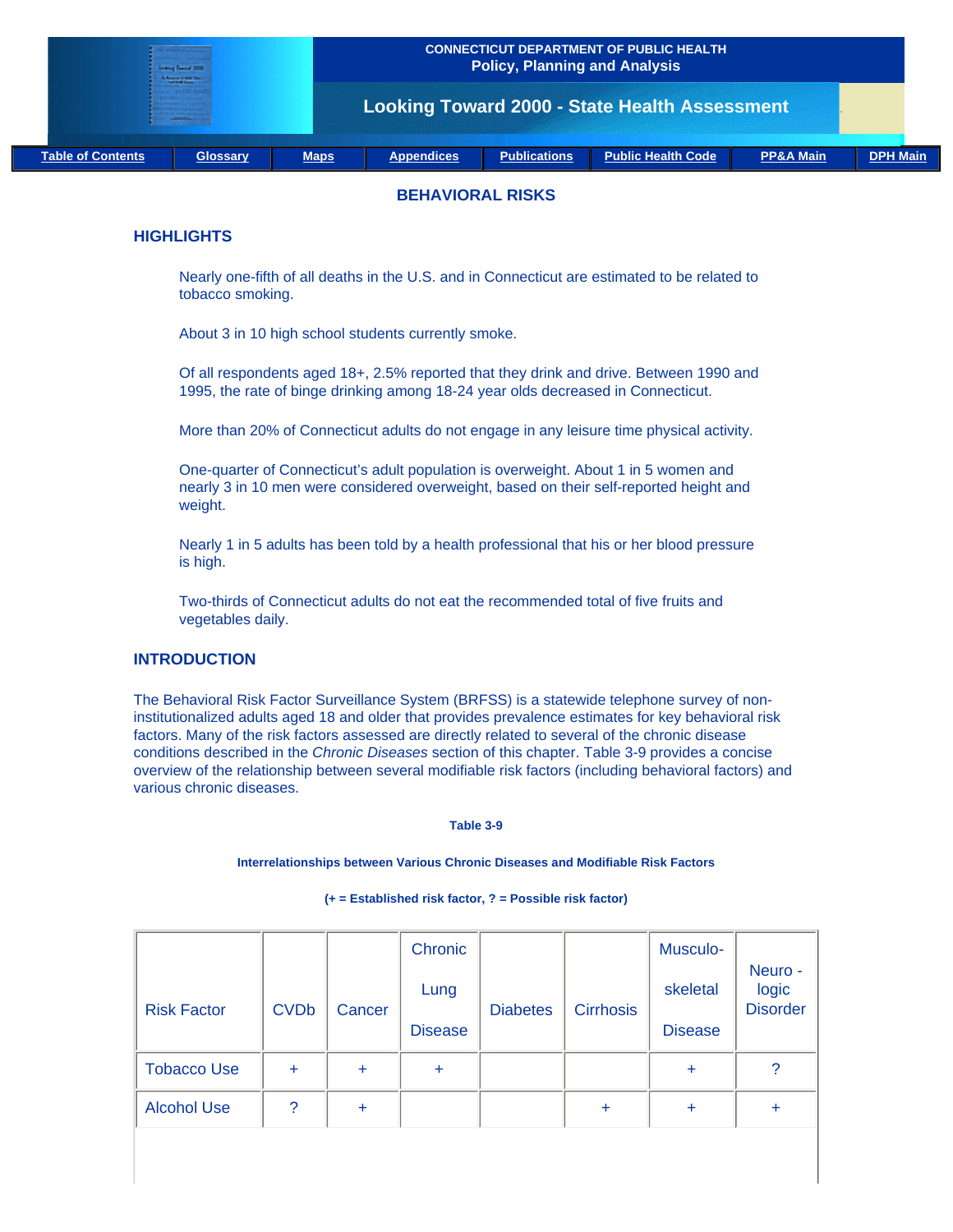CONNECTICUT DEPARTMENT OF PUBLIC HEALTH
Policy, Planning and Analysis

# Looking Toward 2000 - State Health Assessment

| Table of Contents | Glossary | Maps | Appendices | Publications | Public Health Code | PP&A Main | DPH Main |
|---|---|---|---|---|---|---|---|

## BEHAVIORAL RISKS

### HIGHLIGHTS

Nearly one-fifth of all deaths in the U.S. and in Connecticut are estimated to be related to tobacco smoking.

About 3 in 10 high school students currently smoke.

Of all respondents aged 18+, 2.5% reported that they drink and drive. Between 1990 and 1995, the rate of binge drinking among 18-24 year olds decreased in Connecticut.

More than 20% of Connecticut adults do not engage in any leisure time physical activity.

One-quarter of Connecticut's adult population is overweight. About 1 in 5 women and nearly 3 in 10 men were considered overweight, based on their self-reported height and weight.

Nearly 1 in 5 adults has been told by a health professional that his or her blood pressure is high.

Two-thirds of Connecticut adults do not eat the recommended total of five fruits and vegetables daily.

### INTRODUCTION

The Behavioral Risk Factor Surveillance System (BRFSS) is a statewide telephone survey of non-institutionalized adults aged 18 and older that provides prevalence estimates for key behavioral risk factors. Many of the risk factors assessed are directly related to several of the chronic disease conditions described in the *Chronic Diseases* section of this chapter. Table 3-9 provides a concise overview of the relationship between several modifiable risk factors (including behavioral factors) and various chronic diseases.

**Table 3-9**

**Interrelationships between Various Chronic Diseases and Modifiable Risk Factors**

**(+ = Established risk factor, ? = Possible risk factor)**

| Risk Factor | CVDb | Cancer | Chronic Lung Disease | Diabetes | Cirrhosis | Musculo-skeletal Disease | Neuro - logic Disorder |
|---|---|---|---|---|---|---|---|
| Tobacco Use | + | + | + | | | + | ? |
| Alcohol Use | ? | + | | | + | + | + |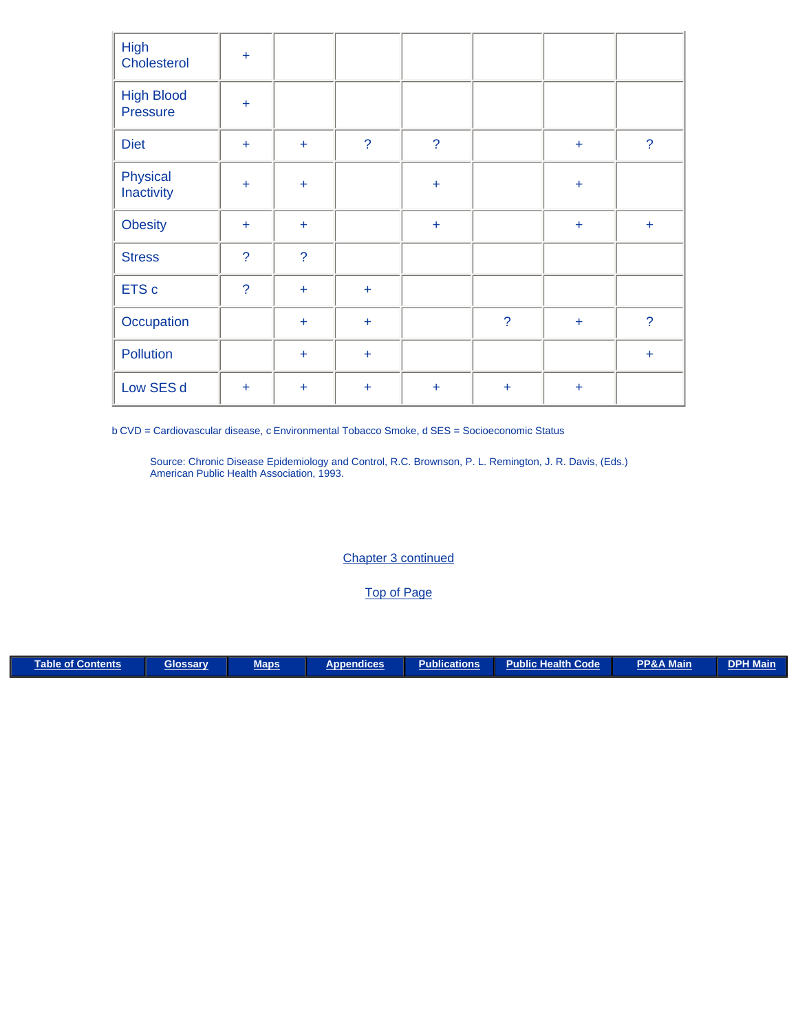| | | | | | | | |
|---|---|---|---|---|---|---|---|
| High Cholesterol | + | | | | | | |
| High Blood Pressure | + | | | | | | |
| Diet | + | + | ? | ? | | + | ? |
| Physical Inactivity | + | + | | + | | + | |
| Obesity | + | + | | + | | + | + |
| Stress | ? | ? | | | | | |
| ETS c | ? | + | + | | | | |
| Occupation | | + | + | | ? | + | ? |
| Pollution | | + | + | | | | + |
| Low SES d | + | + | + | + | + | + | |

b CVD = Cardiovascular disease, c Environmental Tobacco Smoke, d SES = Socioeconomic Status

Source: Chronic Disease Epidemiology and Control, R.C. Brownson, P. L. Remington, J. R. Davis, (Eds.) American Public Health Association, 1993.

Chapter 3 continued

Top of Page

| Table of Contents | Glossary | Maps | Appendices | Publications | Public Health Code | PP&A Main | DPH Main |
|---|---|---|---|---|---|---|---|